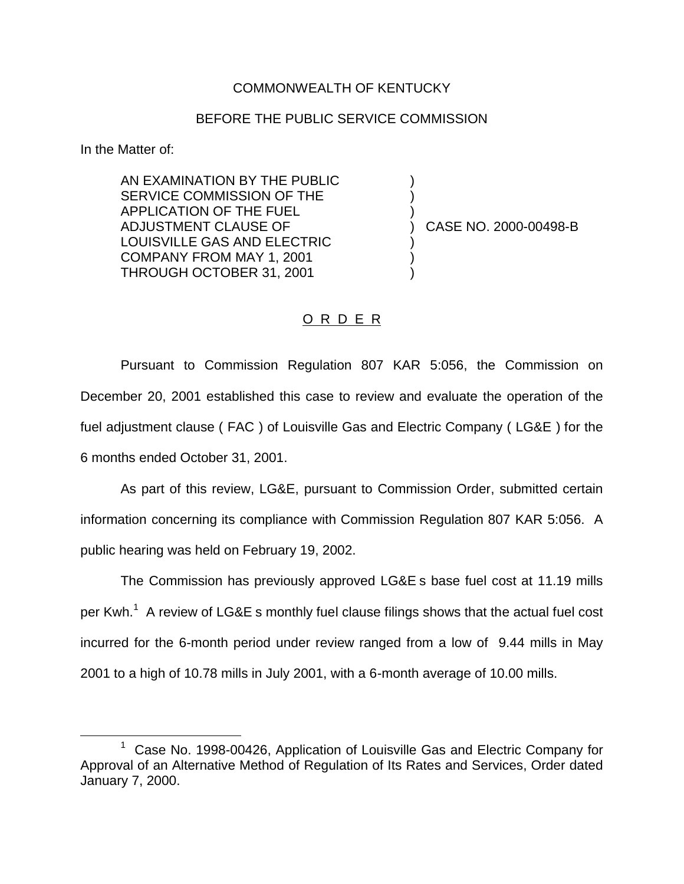COMMONWEALTH OF KENTUCKY

BEFORE THE PUBLIC SERVICE COMMISSION

In the Matter of:

| | | |
|---|---|---|
| AN EXAMINATION BY THE PUBLIC SERVICE COMMISSION OF THE APPLICATION OF THE FUEL ADJUSTMENT CLAUSE OF LOUISVILLE GAS AND ELECTRIC COMPANY FROM MAY 1, 2001 THROUGH OCTOBER 31, 2001 | ) | CASE NO. 2000-00498-B |

O R D E R

Pursuant to Commission Regulation 807 KAR 5:056, the Commission on December 20, 2001 established this case to review and evaluate the operation of the fuel adjustment clause ( FAC ) of Louisville Gas and Electric Company ( LG&E ) for the 6 months ended October 31, 2001.

As part of this review, LG&E, pursuant to Commission Order, submitted certain information concerning its compliance with Commission Regulation 807 KAR 5:056. A public hearing was held on February 19, 2002.

The Commission has previously approved LG&E s base fuel cost at 11.19 mills per Kwh.[1] A review of LG&E s monthly fuel clause filings shows that the actual fuel cost incurred for the 6-month period under review ranged from a low of 9.44 mills in May 2001 to a high of 10.78 mills in July 2001, with a 6-month average of 10.00 mills.

[1] Case No. 1998-00426, Application of Louisville Gas and Electric Company for Approval of an Alternative Method of Regulation of Its Rates and Services, Order dated January 7, 2000.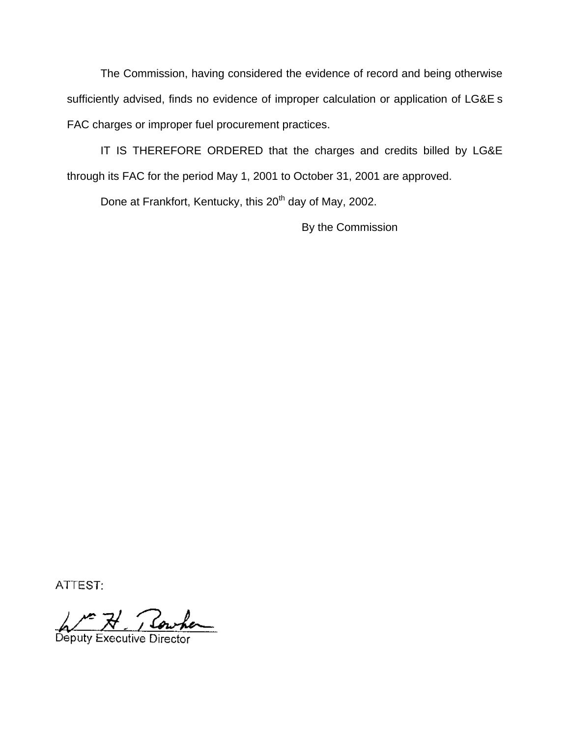The Commission, having considered the evidence of record and being otherwise sufficiently advised, finds no evidence of improper calculation or application of LG&E s FAC charges or improper fuel procurement practices.

IT IS THEREFORE ORDERED that the charges and credits billed by LG&E through its FAC for the period May 1, 2001 to October 31, 2001 are approved.

Done at Frankfort, Kentucky, this 20th day of May, 2002.

By the Commission

ATTEST:

Deputy Executive Director